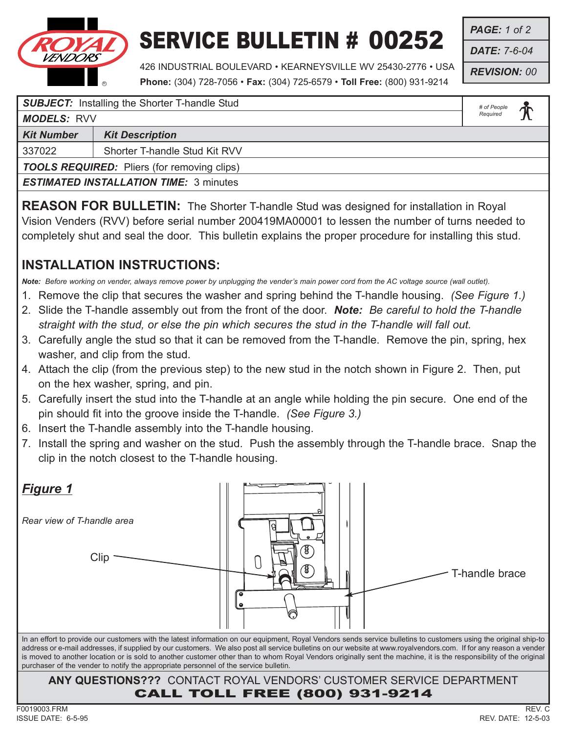# SERVICE BULLETIN # 00252

426 INDUSTRIAL BOULEVARD • KEARNEYSVILLE WV 25430-2776 • USA
**Phone:** (304) 728-7056 • **Fax:** (304) 725-6579 • **Toll Free:** (800) 931-9214

***PAGE:*** *1 of 2*
***DATE:*** *7-6-04*
***REVISION:*** *00*

| ***SUBJECT:*** Installing the Shorter T-handle Stud | *# of People Required* |
|---|---|
| ***MODELS:*** RVV | |

| ***Kit Number*** | ***Kit Description*** |
|---|---|
| 337022 | Shorter T-handle Stud Kit RVV |

***TOOLS REQUIRED:*** Pliers (for removing clips)

***ESTIMATED INSTALLATION TIME:*** 3 minutes

**REASON FOR BULLETIN:** The Shorter T-handle Stud was designed for installation in Royal Vision Venders (RVV) before serial number 200419MA00001 to lessen the number of turns needed to completely shut and seal the door. This bulletin explains the proper procedure for installing this stud.

## INSTALLATION INSTRUCTIONS:

***Note:*** *Before working on vender, always remove power by unplugging the vender's main power cord from the AC voltage source (wall outlet).*

1. Remove the clip that secures the washer and spring behind the T-handle housing. *(See Figure 1.)*
2. Slide the T-handle assembly out from the front of the door. ***Note:*** *Be careful to hold the T-handle straight with the stud, or else the pin which secures the stud in the T-handle will fall out.*
3. Carefully angle the stud so that it can be removed from the T-handle. Remove the pin, spring, hex washer, and clip from the stud.
4. Attach the clip (from the previous step) to the new stud in the notch shown in Figure 2. Then, put on the hex washer, spring, and pin.
5. Carefully insert the stud into the T-handle at an angle while holding the pin secure. One end of the pin should fit into the groove inside the T-handle. *(See Figure 3.)*
6. Insert the T-handle assembly into the T-handle housing.
7. Install the spring and washer on the stud. Push the assembly through the T-handle brace. Snap the clip in the notch closest to the T-handle housing.

***Figure 1***

*Rear view of T-handle area*

Clip

T-handle brace

In an effort to provide our customers with the latest information on our equipment, Royal Vendors sends service bulletins to customers using the original ship-to address or e-mail addresses, if supplied by our customers. We also post all service bulletins on our website at www.royalvendors.com. If for any reason a vender is moved to another location or is sold to another customer other than to whom Royal Vendors originally sent the machine, it is the responsibility of the original purchaser of the vender to notify the appropriate personnel of the service bulletin.

**ANY QUESTIONS???** CONTACT ROYAL VENDORS' CUSTOMER SERVICE DEPARTMENT
**CALL TOLL FREE (800) 931-9214**

F0019003.FRM
ISSUE DATE: 6-5-95

REV. C
REV. DATE: 12-5-03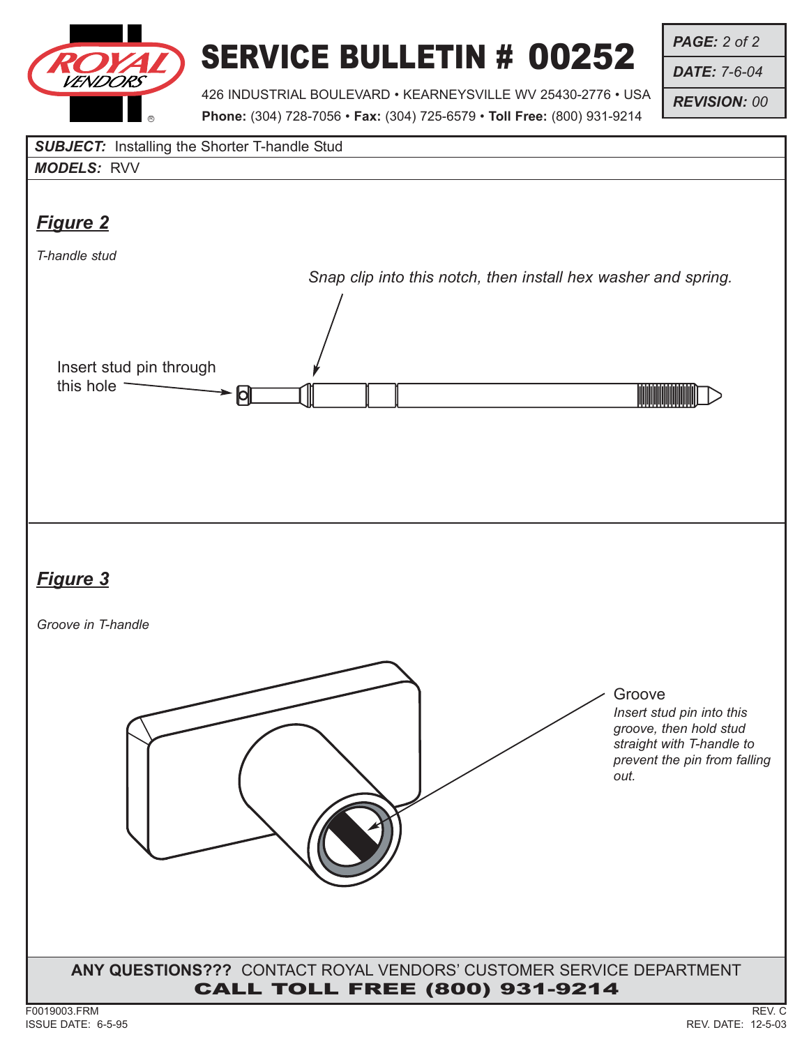# SERVICE BULLETIN # 00252

426 INDUSTRIAL BOULEVARD • KEARNEYSVILLE WV 25430-2776 • USA
**Phone:** (304) 728-7056 • **Fax:** (304) 725-6579 • **Toll Free:** (800) 931-9214

***PAGE:*** *2 of 2*
***DATE:*** *7-6-04*
***REVISION:*** *00*

***SUBJECT:*** Installing the Shorter T-handle Stud

***MODELS:*** RVV

## ***Figure 2***

*T-handle stud*

*Snap clip into this notch, then install hex washer and spring.*

Insert stud pin through this hole

## ***Figure 3***

*Groove in T-handle*

Groove

*Insert stud pin into this groove, then hold stud straight with T-handle to prevent the pin from falling out.*

**ANY QUESTIONS???** CONTACT ROYAL VENDORS' CUSTOMER SERVICE DEPARTMENT

**CALL TOLL FREE (800) 931-9214**

F0019003.FRM
ISSUE DATE: 6-5-95

REV. C
REV. DATE: 12-5-03